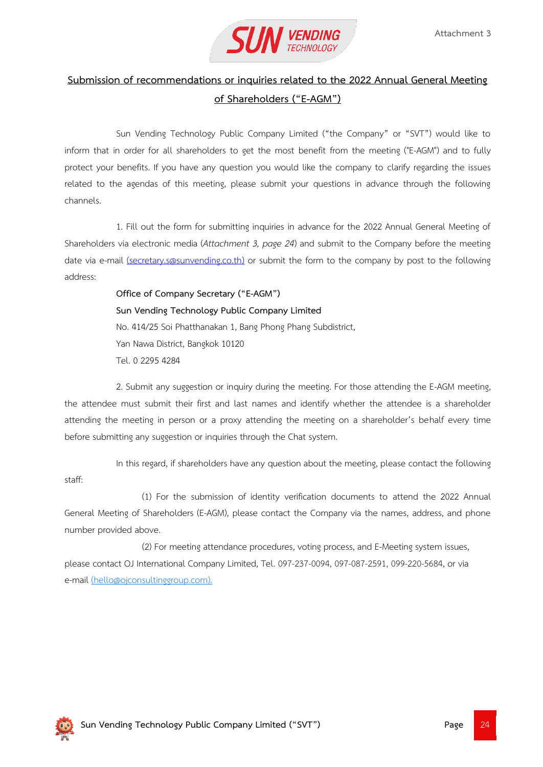Attachment 3

## Submission of recommendations or inquiries related to the 2022 Annual General Meeting of Shareholders ("E-AGM")

Sun Vending Technology Public Company Limited ("the Company" or "SVT") would like to inform that in order for all shareholders to get the most benefit from the meeting ("E-AGM") and to fully protect your benefits. If you have any question you would like the company to clarify regarding the issues related to the agendas of this meeting, please submit your questions in advance through the following channels.

1. Fill out the form for submitting inquiries in advance for the 2022 Annual General Meeting of Shareholders via electronic media (*Attachment 3, page 24*) and submit to the Company before the meeting date via e-mail (secretary.s@sunvending.co.th) or submit the form to the company by post to the following address:

**Office of Company Secretary ("E-AGM")**
**Sun Vending Technology Public Company Limited**
No. 414/25 Soi Phatthanakan 1, Bang Phong Phang Subdistrict,
Yan Nawa District, Bangkok 10120
Tel. 0 2295 4284

2. Submit any suggestion or inquiry during the meeting. For those attending the E-AGM meeting, the attendee must submit their first and last names and identify whether the attendee is a shareholder attending the meeting in person or a proxy attending the meeting on a shareholder's behalf every time before submitting any suggestion or inquiries through the Chat system.

In this regard, if shareholders have any question about the meeting, please contact the following staff:

(1) For the submission of identity verification documents to attend the 2022 Annual General Meeting of Shareholders (E-AGM), please contact the Company via the names, address, and phone number provided above.

(2) For meeting attendance procedures, voting process, and E-Meeting system issues, please contact OJ International Company Limited, Tel. 097-237-0094, 097-087-2591, 099-220-5684, or via e-mail (hello@ojconsultinggroup.com).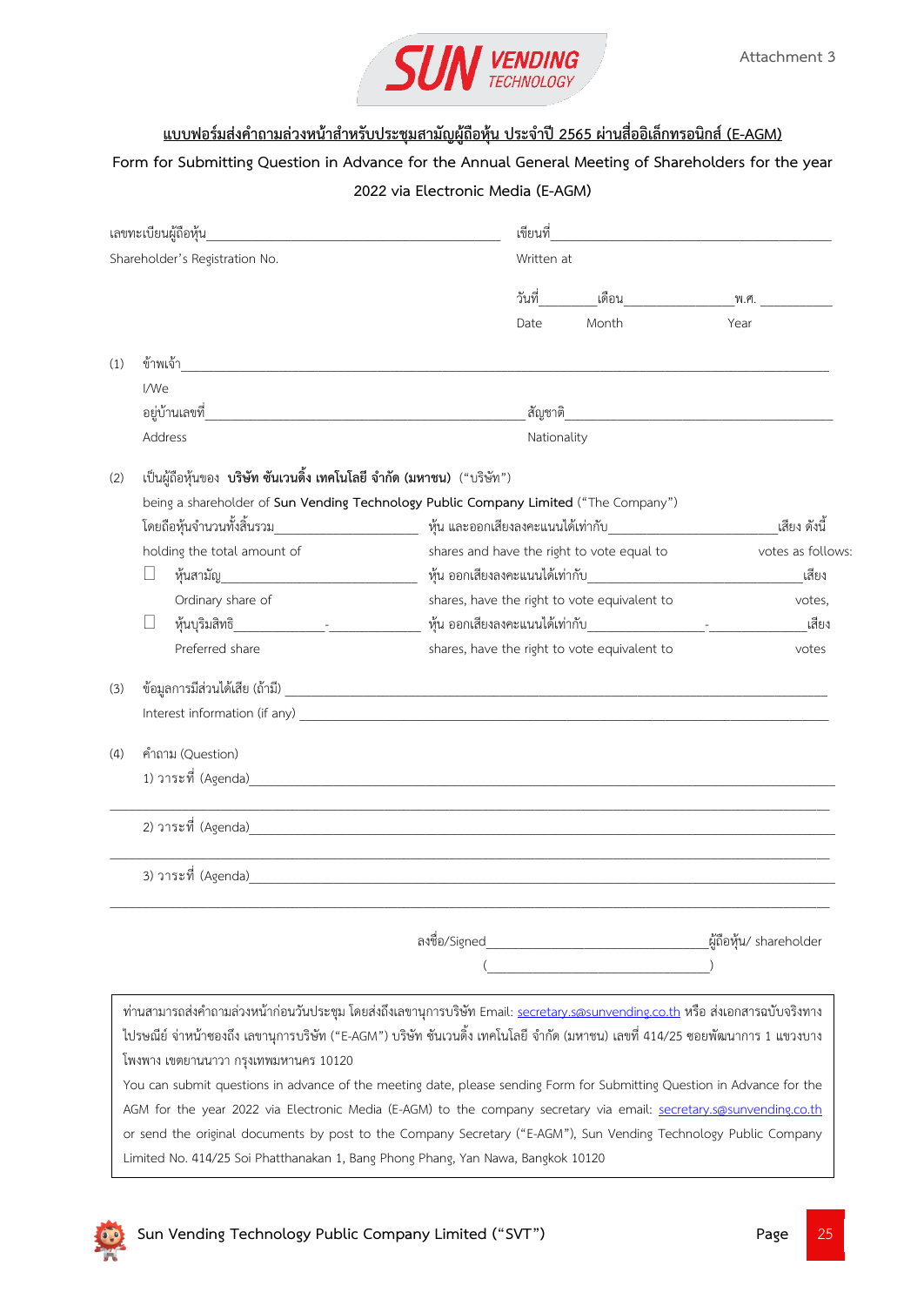Attachment 3

**แบบฟอร์มส่งคำถามล่วงหน้าสำหรับประชุมสามัญผู้ถือหุ้น ประจำปี 2565 ผ่านสื่ออิเล็กทรอนิกส์ (E-AGM)**

**Form for Submitting Question in Advance for the Annual General Meeting of Shareholders for the year 2022 via Electronic Media (E-AGM)**

เลขทะเบียนผู้ถือหุ้น\_\_\_\_\_\_\_\_\_\_\_\_\_\_\_\_\_\_\_\_ เขียนที่\_\_\_\_\_\_\_\_\_\_\_\_\_\_\_\_\_\_\_\_

Shareholder's Registration No. Written at

วันที่\_\_\_\_\_\_ เดือน\_\_\_\_\_\_\_\_\_\_ พ.ศ. \_\_\_\_\_\_

Date Month Year

(1) ข้าพเจ้า\_\_\_\_\_\_\_\_\_\_\_\_\_\_\_\_\_\_\_\_\_\_\_\_\_\_\_\_\_\_\_\_\_\_\_\_\_\_\_\_

I/We

อยู่บ้านเลขที่\_\_\_\_\_\_\_\_\_\_\_\_\_\_\_\_\_\_\_\_\_\_\_\_ สัญชาติ\_\_\_\_\_\_\_\_\_\_\_\_\_\_\_\_\_\_\_\_

Address Nationality

(2) เป็นผู้ถือหุ้นของ **บริษัท ซันเวนดิ้ง เทคโนโลยี จำกัด (มหาชน)** ("บริษัท")

being a shareholder of **Sun Vending Technology Public Company Limited** ("The Company")

โดยถือหุ้นจำนวนทั้งสิ้นรวม\_\_\_\_\_\_\_\_\_\_\_\_\_\_ หุ้น และออกเสียงลงคะแนนได้เท่ากับ\_\_\_\_\_\_\_\_\_\_\_\_\_\_ เสียง ดังนี้

holding the total amount of shares and have the right to vote equal to votes as follows:

☐ หุ้นสามัญ\_\_\_\_\_\_\_\_\_\_\_\_\_\_ หุ้น ออกเสียงลงคะแนนได้เท่ากับ\_\_\_\_\_\_\_\_\_\_\_\_\_\_ เสียง

Ordinary share of shares, have the right to vote equivalent to votes,

☐ หุ้นบุริมสิทธิ\_\_\_\_\_\_-\_\_\_\_\_\_ หุ้น ออกเสียงลงคะแนนได้เท่ากับ\_\_\_\_\_\_-\_\_\_\_\_\_ เสียง

Preferred share shares, have the right to vote equivalent to votes

(3) ข้อมูลการมีส่วนได้เสีย (ถ้ามี) \_\_\_\_\_\_\_\_\_\_\_\_\_\_\_\_\_\_\_\_\_\_\_\_\_\_\_\_\_\_\_\_\_\_\_\_\_\_\_\_

Interest information (if any) \_\_\_\_\_\_\_\_\_\_\_\_\_\_\_\_\_\_\_\_\_\_\_\_\_\_\_\_\_\_\_\_\_\_\_\_\_\_\_\_

(4) คำถาม (Question)

1) วาระที่ (Agenda)\_\_\_\_\_\_\_\_\_\_\_\_\_\_\_\_\_\_\_\_\_\_\_\_\_\_\_\_\_\_\_\_\_\_\_\_\_\_\_\_

\_\_\_\_\_\_\_\_\_\_\_\_\_\_\_\_\_\_\_\_\_\_\_\_\_\_\_\_\_\_\_\_\_\_\_\_\_\_\_\_\_\_\_\_\_\_\_\_

2) วาระที่ (Agenda)\_\_\_\_\_\_\_\_\_\_\_\_\_\_\_\_\_\_\_\_\_\_\_\_\_\_\_\_\_\_\_\_\_\_\_\_\_\_\_\_

\_\_\_\_\_\_\_\_\_\_\_\_\_\_\_\_\_\_\_\_\_\_\_\_\_\_\_\_\_\_\_\_\_\_\_\_\_\_\_\_\_\_\_\_\_\_\_\_

3) วาระที่ (Agenda)\_\_\_\_\_\_\_\_\_\_\_\_\_\_\_\_\_\_\_\_\_\_\_\_\_\_\_\_\_\_\_\_\_\_\_\_\_\_\_\_

\_\_\_\_\_\_\_\_\_\_\_\_\_\_\_\_\_\_\_\_\_\_\_\_\_\_\_\_\_\_\_\_\_\_\_\_\_\_\_\_\_\_\_\_\_\_\_\_

ลงชื่อ/Signed\_\_\_\_\_\_\_\_\_\_\_\_\_\_\_\_\_\_\_\_\_\_\_\_ ผู้ถือหุ้น/ shareholder

(\_\_\_\_\_\_\_\_\_\_\_\_\_\_\_\_\_\_\_\_\_\_\_\_)

ท่านสามารถส่งคำถามล่วงหน้าก่อนวันประชุม โดยส่งถึงเลขานุการบริษัท Email: secretary.s@sunvending.co.th หรือ ส่งเอกสารฉบับจริงทางไปรษณีย์ จ่าหน้าซองถึง เลขานุการบริษัท ("E-AGM") บริษัท ซันเวนดิ้ง เทคโนโลยี จำกัด (มหาชน) เลขที่ 414/25 ซอยพัฒนาการ 1 แขวงบางโพงพาง เขตยานนาวา กรุงเทพมหานคร 10120

You can submit questions in advance of the meeting date, please sending Form for Submitting Question in Advance for the AGM for the year 2022 via Electronic Media (E-AGM) to the company secretary via email: secretary.s@sunvending.co.th or send the original documents by post to the Company Secretary ("E-AGM"), Sun Vending Technology Public Company Limited No. 414/25 Soi Phatthanakan 1, Bang Phong Phang, Yan Nawa, Bangkok 10120